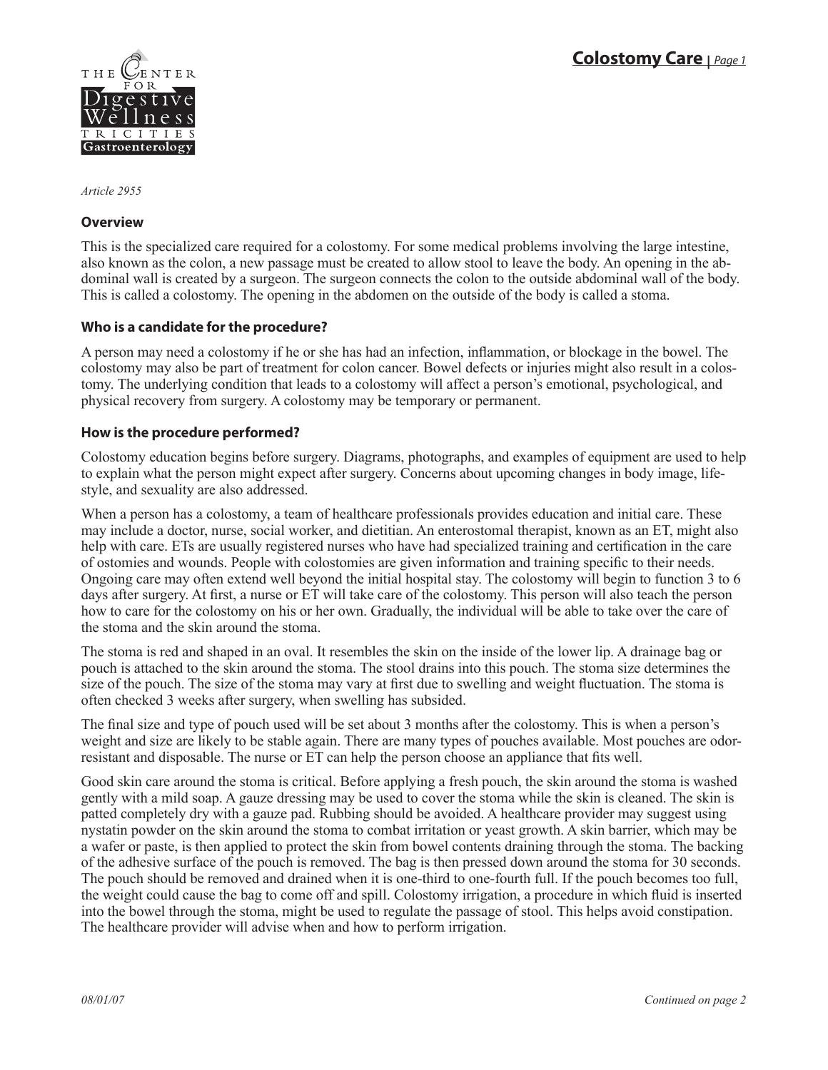# Colostomy Care

*Article 2955*

## Overview

This is the specialized care required for a colostomy. For some medical problems involving the large intestine, also known as the colon, a new passage must be created to allow stool to leave the body. An opening in the abdominal wall is created by a surgeon. The surgeon connects the colon to the outside abdominal wall of the body. This is called a colostomy. The opening in the abdomen on the outside of the body is called a stoma.

## Who is a candidate for the procedure?

A person may need a colostomy if he or she has had an infection, inflammation, or blockage in the bowel. The colostomy may also be part of treatment for colon cancer. Bowel defects or injuries might also result in a colostomy. The underlying condition that leads to a colostomy will affect a person's emotional, psychological, and physical recovery from surgery. A colostomy may be temporary or permanent.

## How is the procedure performed?

Colostomy education begins before surgery. Diagrams, photographs, and examples of equipment are used to help to explain what the person might expect after surgery. Concerns about upcoming changes in body image, lifestyle, and sexuality are also addressed.

When a person has a colostomy, a team of healthcare professionals provides education and initial care. These may include a doctor, nurse, social worker, and dietitian. An enterostomal therapist, known as an ET, might also help with care. ETs are usually registered nurses who have had specialized training and certification in the care of ostomies and wounds. People with colostomies are given information and training specific to their needs. Ongoing care may often extend well beyond the initial hospital stay. The colostomy will begin to function 3 to 6 days after surgery. At first, a nurse or ET will take care of the colostomy. This person will also teach the person how to care for the colostomy on his or her own. Gradually, the individual will be able to take over the care of the stoma and the skin around the stoma.

The stoma is red and shaped in an oval. It resembles the skin on the inside of the lower lip. A drainage bag or pouch is attached to the skin around the stoma. The stool drains into this pouch. The stoma size determines the size of the pouch. The size of the stoma may vary at first due to swelling and weight fluctuation. The stoma is often checked 3 weeks after surgery, when swelling has subsided.

The final size and type of pouch used will be set about 3 months after the colostomy. This is when a person's weight and size are likely to be stable again. There are many types of pouches available. Most pouches are odor-resistant and disposable. The nurse or ET can help the person choose an appliance that fits well.

Good skin care around the stoma is critical. Before applying a fresh pouch, the skin around the stoma is washed gently with a mild soap. A gauze dressing may be used to cover the stoma while the skin is cleaned. The skin is patted completely dry with a gauze pad. Rubbing should be avoided. A healthcare provider may suggest using nystatin powder on the skin around the stoma to combat irritation or yeast growth. A skin barrier, which may be a wafer or paste, is then applied to protect the skin from bowel contents draining through the stoma. The backing of the adhesive surface of the pouch is removed. The bag is then pressed down around the stoma for 30 seconds. The pouch should be removed and drained when it is one-third to one-fourth full. If the pouch becomes too full, the weight could cause the bag to come off and spill. Colostomy irrigation, a procedure in which fluid is inserted into the bowel through the stoma, might be used to regulate the passage of stool. This helps avoid constipation. The healthcare provider will advise when and how to perform irrigation.

*08/01/07*

*Continued on page 2*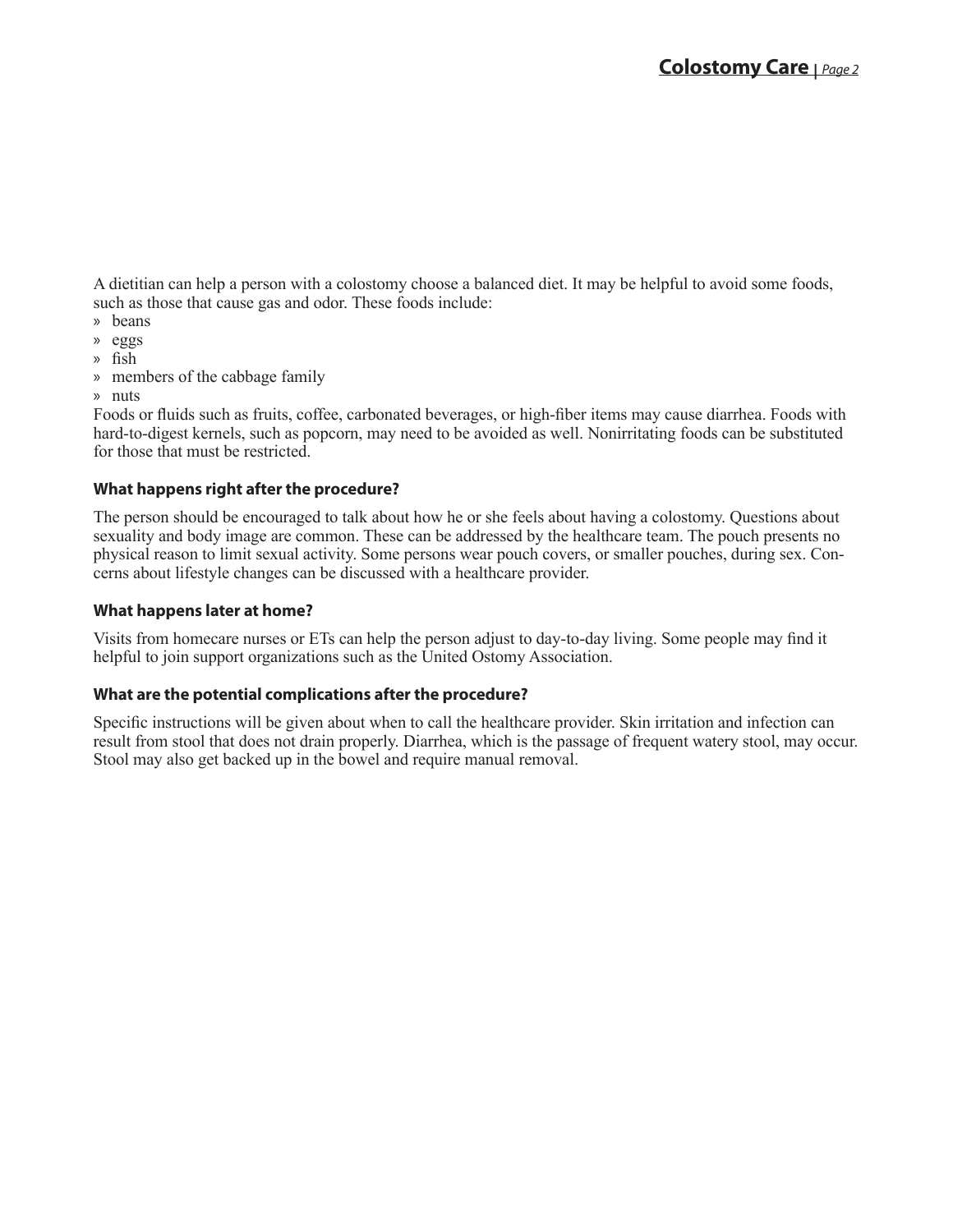A dietitian can help a person with a colostomy choose a balanced diet. It may be helpful to avoid some foods, such as those that cause gas and odor. These foods include:

- beans
- eggs
- fish
- members of the cabbage family
- nuts

Foods or fluids such as fruits, coffee, carbonated beverages, or high-fiber items may cause diarrhea. Foods with hard-to-digest kernels, such as popcorn, may need to be avoided as well. Nonirritating foods can be substituted for those that must be restricted.

### What happens right after the procedure?

The person should be encouraged to talk about how he or she feels about having a colostomy. Questions about sexuality and body image are common. These can be addressed by the healthcare team. The pouch presents no physical reason to limit sexual activity. Some persons wear pouch covers, or smaller pouches, during sex. Concerns about lifestyle changes can be discussed with a healthcare provider.

### What happens later at home?

Visits from homecare nurses or ETs can help the person adjust to day-to-day living. Some people may find it helpful to join support organizations such as the United Ostomy Association.

### What are the potential complications after the procedure?

Specific instructions will be given about when to call the healthcare provider. Skin irritation and infection can result from stool that does not drain properly. Diarrhea, which is the passage of frequent watery stool, may occur. Stool may also get backed up in the bowel and require manual removal.